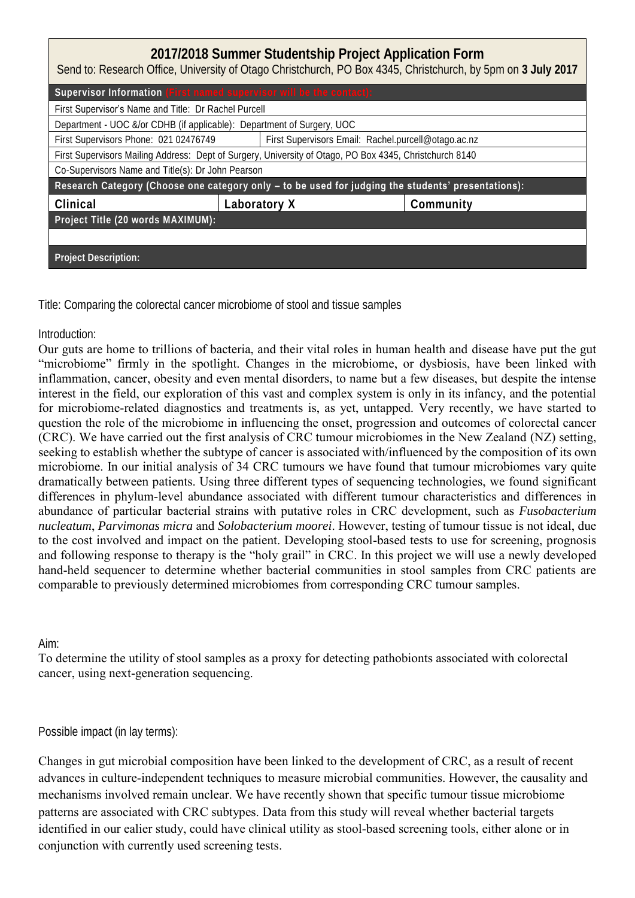## 2017/2018 Summer Studentship Project Application Form

Send to: Research Office, University of Otago Christchurch, PO Box 4345, Christchurch, by 5pm on **3 July 2017**

| **Supervisor Information** (First named supervisor will be the contact): | | |
|---|---|---|
| First Supervisor's Name and Title: Dr Rachel Purcell | | |
| Department - UOC &/or CDHB (if applicable): Department of Surgery, UOC | | |
| First Supervisors Phone: 021 02476749 | First Supervisors Email: Rachel.purcell@otago.ac.nz | |
| First Supervisors Mailing Address: Dept of Surgery, University of Otago, PO Box 4345, Christchurch 8140 | | |
| Co-Supervisors Name and Title(s): Dr John Pearson | | |
| **Research Category (Choose one category only – to be used for judging the students' presentations):** | | |
| **Clinical** | **Laboratory X** | **Community** |
| **Project Title (20 words MAXIMUM):** | | |
| | | |
| **Project Description:** | | |

Title: Comparing the colorectal cancer microbiome of stool and tissue samples

Introduction:

Our guts are home to trillions of bacteria, and their vital roles in human health and disease have put the gut "microbiome" firmly in the spotlight. Changes in the microbiome, or dysbiosis, have been linked with inflammation, cancer, obesity and even mental disorders, to name but a few diseases, but despite the intense interest in the field, our exploration of this vast and complex system is only in its infancy, and the potential for microbiome-related diagnostics and treatments is, as yet, untapped. Very recently, we have started to question the role of the microbiome in influencing the onset, progression and outcomes of colorectal cancer (CRC). We have carried out the first analysis of CRC tumour microbiomes in the New Zealand (NZ) setting, seeking to establish whether the subtype of cancer is associated with/influenced by the composition of its own microbiome. In our initial analysis of 34 CRC tumours we have found that tumour microbiomes vary quite dramatically between patients. Using three different types of sequencing technologies, we found significant differences in phylum-level abundance associated with different tumour characteristics and differences in abundance of particular bacterial strains with putative roles in CRC development, such as *Fusobacterium nucleatum*, *Parvimonas micra* and *Solobacterium moorei*. However, testing of tumour tissue is not ideal, due to the cost involved and impact on the patient. Developing stool-based tests to use for screening, prognosis and following response to therapy is the "holy grail" in CRC. In this project we will use a newly developed hand-held sequencer to determine whether bacterial communities in stool samples from CRC patients are comparable to previously determined microbiomes from corresponding CRC tumour samples.

Aim:

To determine the utility of stool samples as a proxy for detecting pathobionts associated with colorectal cancer, using next-generation sequencing.

Possible impact (in lay terms):

Changes in gut microbial composition have been linked to the development of CRC, as a result of recent advances in culture-independent techniques to measure microbial communities. However, the causality and mechanisms involved remain unclear. We have recently shown that specific tumour tissue microbiome patterns are associated with CRC subtypes. Data from this study will reveal whether bacterial targets identified in our ealier study, could have clinical utility as stool-based screening tools, either alone or in conjunction with currently used screening tests.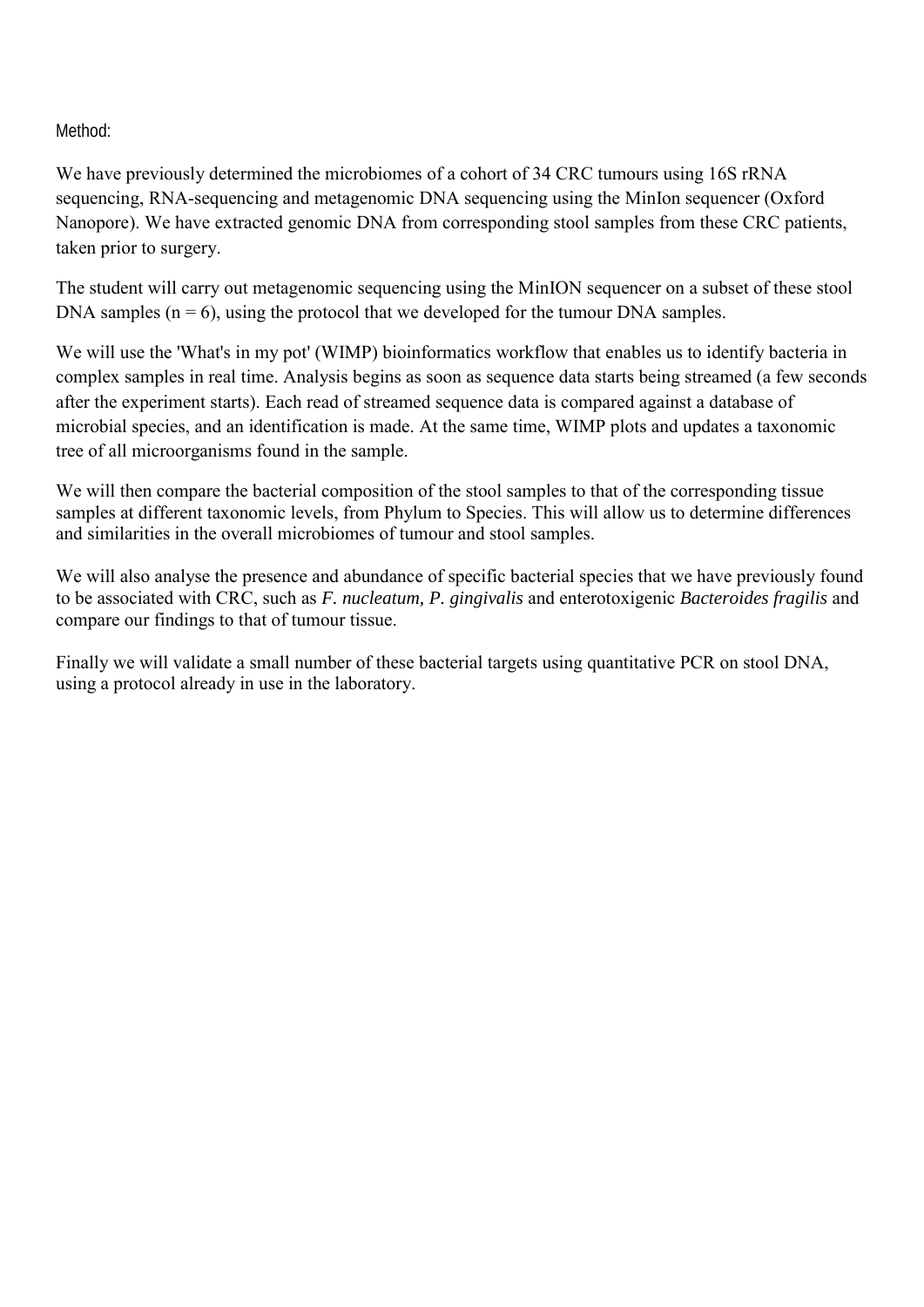Method:

We have previously determined the microbiomes of a cohort of 34 CRC tumours using 16S rRNA sequencing, RNA-sequencing and metagenomic DNA sequencing using the MinIon sequencer (Oxford Nanopore). We have extracted genomic DNA from corresponding stool samples from these CRC patients, taken prior to surgery.

The student will carry out metagenomic sequencing using the MinION sequencer on a subset of these stool DNA samples ($n = 6$), using the protocol that we developed for the tumour DNA samples.

We will use the 'What's in my pot' (WIMP) bioinformatics workflow that enables us to identify bacteria in complex samples in real time. Analysis begins as soon as sequence data starts being streamed (a few seconds after the experiment starts). Each read of streamed sequence data is compared against a database of microbial species, and an identification is made. At the same time, WIMP plots and updates a taxonomic tree of all microorganisms found in the sample.

We will then compare the bacterial composition of the stool samples to that of the corresponding tissue samples at different taxonomic levels, from Phylum to Species. This will allow us to determine differences and similarities in the overall microbiomes of tumour and stool samples.

We will also analyse the presence and abundance of specific bacterial species that we have previously found to be associated with CRC, such as *F. nucleatum, P. gingivalis* and enterotoxigenic *Bacteroides fragilis* and compare our findings to that of tumour tissue.

Finally we will validate a small number of these bacterial targets using quantitative PCR on stool DNA, using a protocol already in use in the laboratory.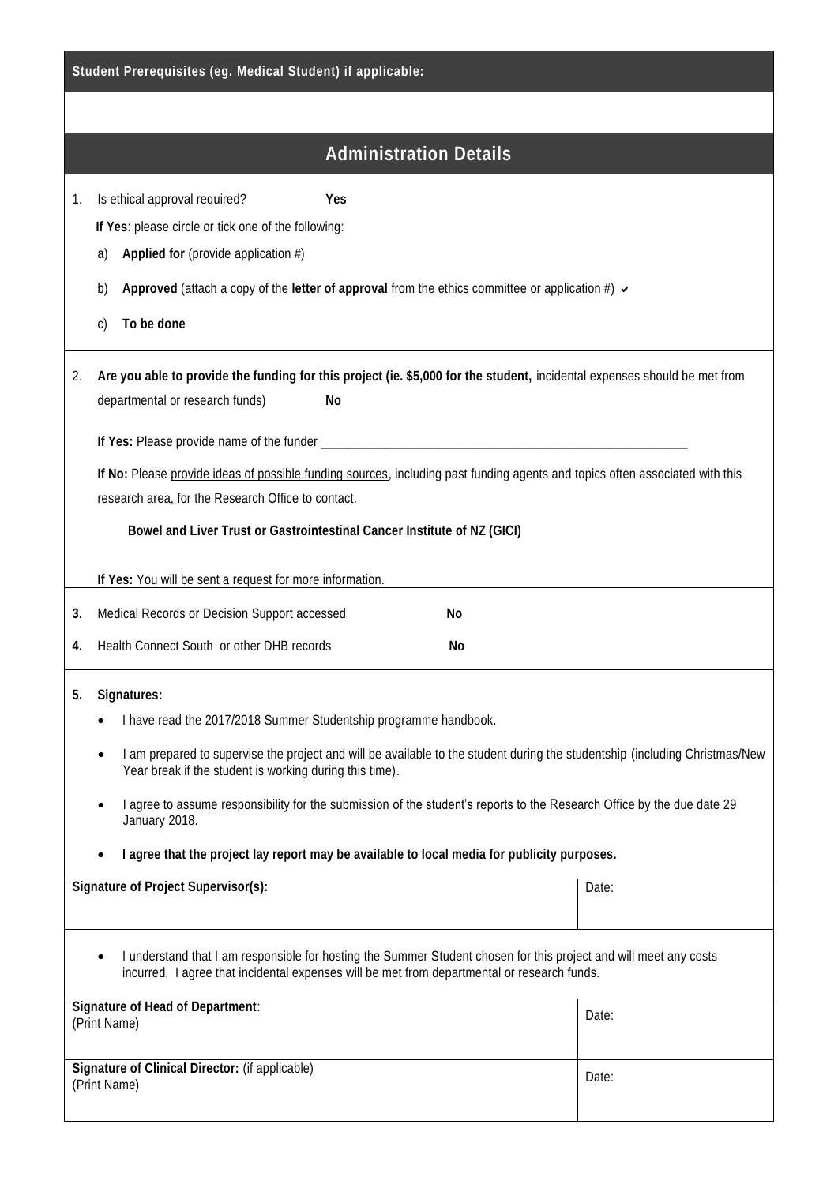**Student Prerequisites (eg. Medical Student) if applicable:**

## Administration Details

1. Is ethical approval required? **Yes**

   **If Yes**: please circle or tick one of the following:

   a) **Applied for** (provide application #)

   b) **Approved** (attach a copy of the **letter of approval** from the ethics committee or application #) ✔

   c) **To be done**

2. **Are you able to provide the funding for this project (ie. $5,000 for the student,** incidental expenses should be met from departmental or research funds) **No**

   **If Yes:** Please provide name of the funder ____________________________________________________________

   **If No:** Please provide ideas of possible funding sources, including past funding agents and topics often associated with this research area, for the Research Office to contact.

   **Bowel and Liver Trust or Gastrointestinal Cancer Institute of NZ (GICI)**

   **If Yes:** You will be sent a request for more information.

3. Medical Records or Decision Support accessed **No**

4. Health Connect South or other DHB records **No**

5. **Signatures:**

   - I have read the 2017/2018 Summer Studentship programme handbook.
   - I am prepared to supervise the project and will be available to the student during the studentship (including Christmas/New Year break if the student is working during this time).
   - I agree to assume responsibility for the submission of the student's reports to the Research Office by the due date 29 January 2018.
   - **I agree that the project lay report may be available to local media for publicity purposes.**

| | |
|---|---|
| **Signature of Project Supervisor(s):** | Date: |

- I understand that I am responsible for hosting the Summer Student chosen for this project and will meet any costs incurred. I agree that incidental expenses will be met from departmental or research funds.

| | |
|---|---|
| **Signature of Head of Department**:<br>(Print Name) | Date: |
| **Signature of Clinical Director:** (if applicable)<br>(Print Name) | Date: |